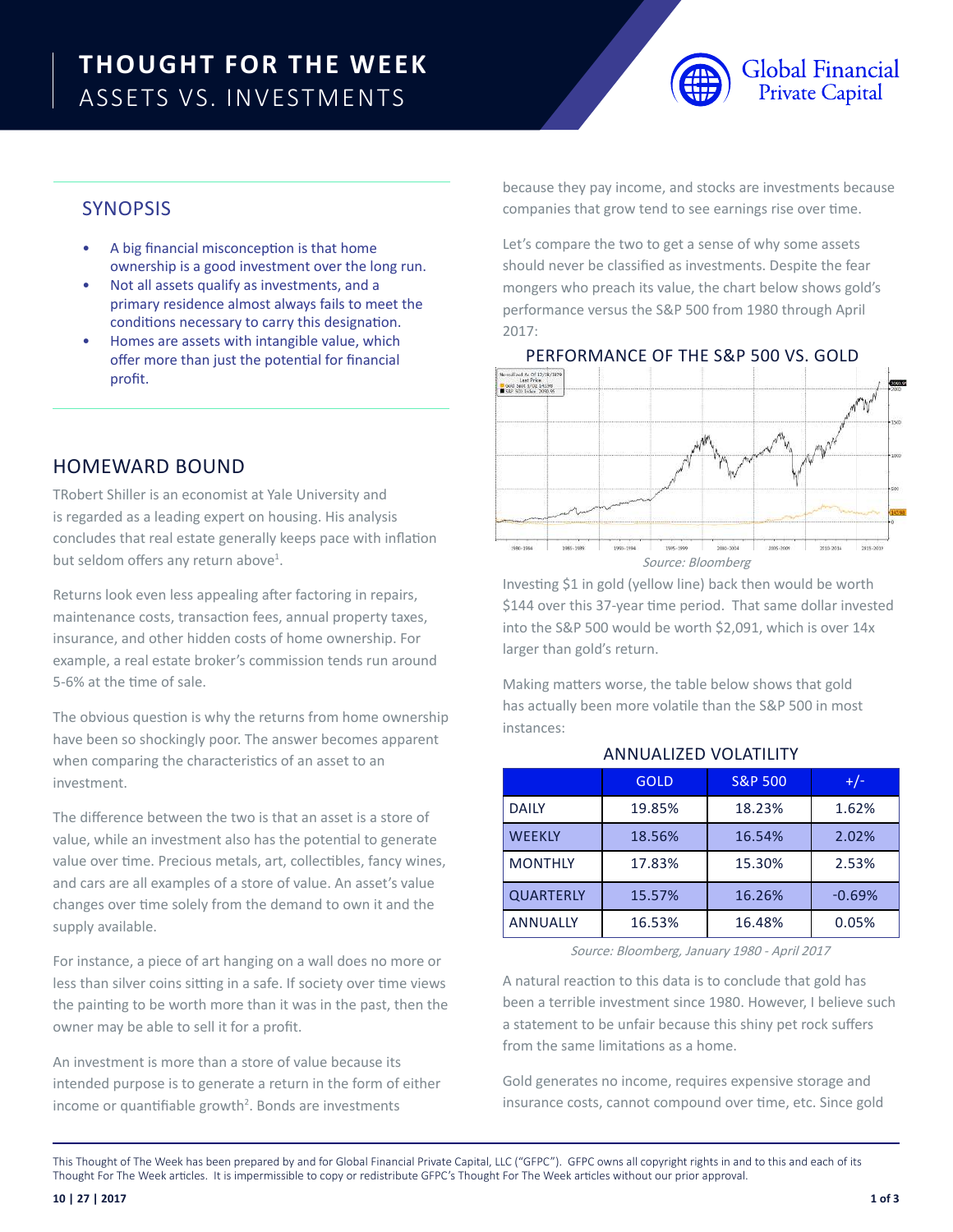# THOUGHT FOR THE WEEK
ASSETS VS. INVESTMENTS

## SYNOPSIS

- A big financial misconception is that home ownership is a good investment over the long run.
- Not all assets qualify as investments, and a primary residence almost always fails to meet the conditions necessary to carry this designation.
- Homes are assets with intangible value, which offer more than just the potential for financial profit.

## HOMEWARD BOUND

TRobert Shiller is an economist at Yale University and is regarded as a leading expert on housing. His analysis concludes that real estate generally keeps pace with inflation but seldom offers any return above[1].

Returns look even less appealing after factoring in repairs, maintenance costs, transaction fees, annual property taxes, insurance, and other hidden costs of home ownership. For example, a real estate broker's commission tends run around 5-6% at the time of sale.

The obvious question is why the returns from home ownership have been so shockingly poor. The answer becomes apparent when comparing the characteristics of an asset to an investment.

The difference between the two is that an asset is a store of value, while an investment also has the potential to generate value over time. Precious metals, art, collectibles, fancy wines, and cars are all examples of a store of value. An asset's value changes over time solely from the demand to own it and the supply available.

For instance, a piece of art hanging on a wall does no more or less than silver coins sitting in a safe. If society over time views the painting to be worth more than it was in the past, then the owner may be able to sell it for a profit.

An investment is more than a store of value because its intended purpose is to generate a return in the form of either income or quantifiable growth[2]. Bonds are investments because they pay income, and stocks are investments because companies that grow tend to see earnings rise over time.

Let's compare the two to get a sense of why some assets should never be classified as investments. Despite the fear mongers who preach its value, the chart below shows gold's performance versus the S&P 500 from 1980 through April 2017:

### PERFORMANCE OF THE S&P 500 VS. GOLD

*Source: Bloomberg*

Investing $1 in gold (yellow line) back then would be worth $144 over this 37-year time period. That same dollar invested into the S&P 500 would be worth $2,091, which is over 14x larger than gold's return.

Making matters worse, the table below shows that gold has actually been more volatile than the S&P 500 in most instances:

### ANNUALIZED VOLATILITY

| | GOLD | S&P 500 | +/- |
|---|---|---|---|
| DAILY | 19.85% | 18.23% | 1.62% |
| WEEKLY | 18.56% | 16.54% | 2.02% |
| MONTHLY | 17.83% | 15.30% | 2.53% |
| QUARTERLY | 15.57% | 16.26% | -0.69% |
| ANNUALLY | 16.53% | 16.48% | 0.05% |

*Source: Bloomberg, January 1980 - April 2017*

A natural reaction to this data is to conclude that gold has been a terrible investment since 1980. However, I believe such a statement to be unfair because this shiny pet rock suffers from the same limitations as a home.

Gold generates no income, requires expensive storage and insurance costs, cannot compound over time, etc. Since gold

This Thought of The Week has been prepared by and for Global Financial Private Capital, LLC ("GFPC"). GFPC owns all copyright rights in and to this and each of its Thought For The Week articles. It is impermissible to copy or redistribute GFPC's Thought For The Week articles without our prior approval.

**10 | 27 | 2017**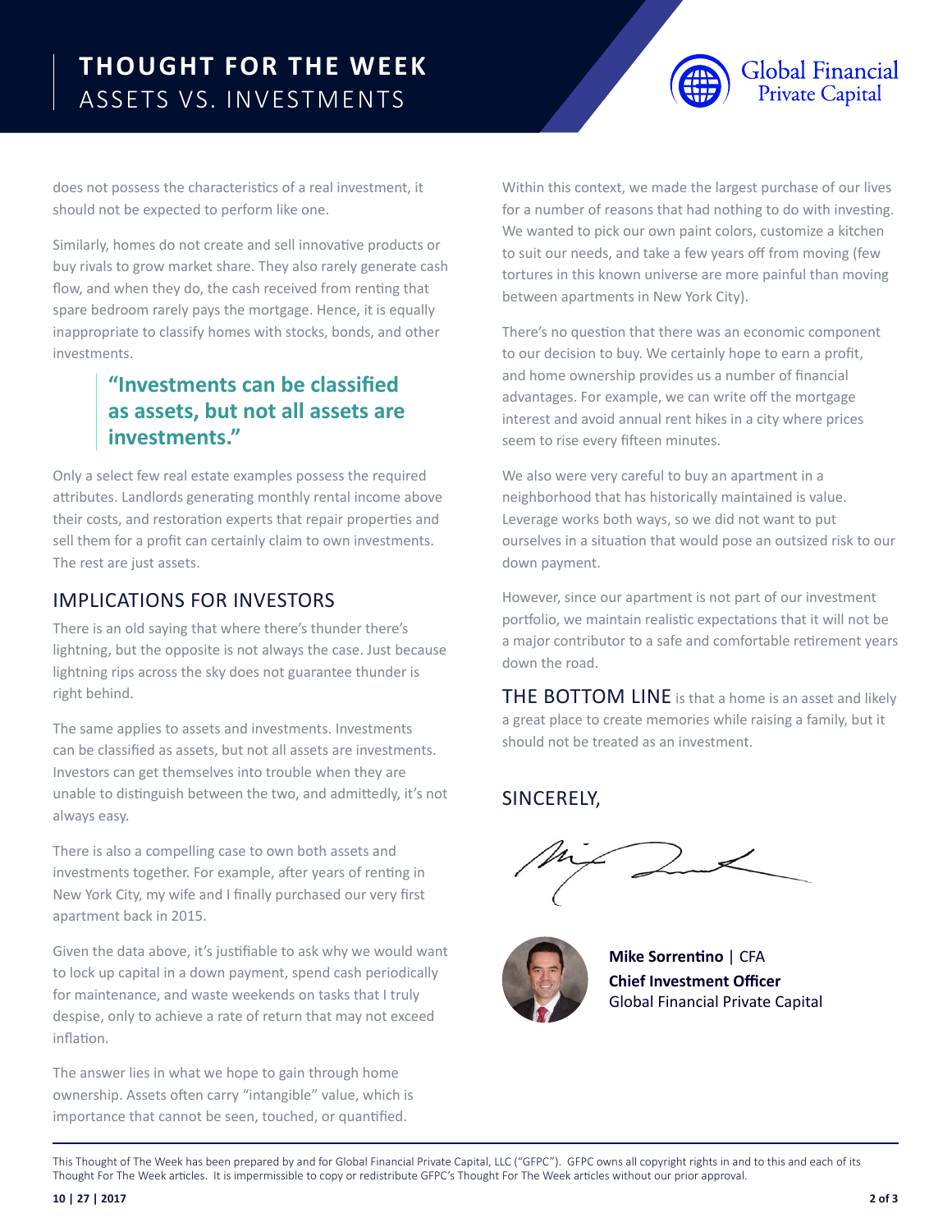does not possess the characteristics of a real investment, it should not be expected to perform like one.

Similarly, homes do not create and sell innovative products or buy rivals to grow market share. They also rarely generate cash flow, and when they do, the cash received from renting that spare bedroom rarely pays the mortgage. Hence, it is equally inappropriate to classify homes with stocks, bonds, and other investments.

> **"Investments can be classified as assets, but not all assets are investments."**

Only a select few real estate examples possess the required attributes. Landlords generating monthly rental income above their costs, and restoration experts that repair properties and sell them for a profit can certainly claim to own investments. The rest are just assets.

## IMPLICATIONS FOR INVESTORS

There is an old saying that where there's thunder there's lightning, but the opposite is not always the case. Just because lightning rips across the sky does not guarantee thunder is right behind.

The same applies to assets and investments. Investments can be classified as assets, but not all assets are investments. Investors can get themselves into trouble when they are unable to distinguish between the two, and admittedly, it's not always easy.

There is also a compelling case to own both assets and investments together. For example, after years of renting in New York City, my wife and I finally purchased our very first apartment back in 2015.

Given the data above, it's justifiable to ask why we would want to lock up capital in a down payment, spend cash periodically for maintenance, and waste weekends on tasks that I truly despise, only to achieve a rate of return that may not exceed inflation.

The answer lies in what we hope to gain through home ownership. Assets often carry "intangible" value, which is importance that cannot be seen, touched, or quantified.

Within this context, we made the largest purchase of our lives for a number of reasons that had nothing to do with investing. We wanted to pick our own paint colors, customize a kitchen to suit our needs, and take a few years off from moving (few tortures in this known universe are more painful than moving between apartments in New York City).

There's no question that there was an economic component to our decision to buy. We certainly hope to earn a profit, and home ownership provides us a number of financial advantages. For example, we can write off the mortgage interest and avoid annual rent hikes in a city where prices seem to rise every fifteen minutes.

We also were very careful to buy an apartment in a neighborhood that has historically maintained is value. Leverage works both ways, so we did not want to put ourselves in a situation that would pose an outsized risk to our down payment.

However, since our apartment is not part of our investment portfolio, we maintain realistic expectations that it will not be a major contributor to a safe and comfortable retirement years down the road.

THE BOTTOM LINE is that a home is an asset and likely a great place to create memories while raising a family, but it should not be treated as an investment.

SINCERELY,

**Mike Sorrentino** | CFA
**Chief Investment Officer**
Global Financial Private Capital

This Thought of The Week has been prepared by and for Global Financial Private Capital, LLC ("GFPC"). GFPC owns all copyright rights in and to this and each of its Thought For The Week articles. It is impermissible to copy or redistribute GFPC's Thought For The Week articles without our prior approval.

**10 | 27 | 2017**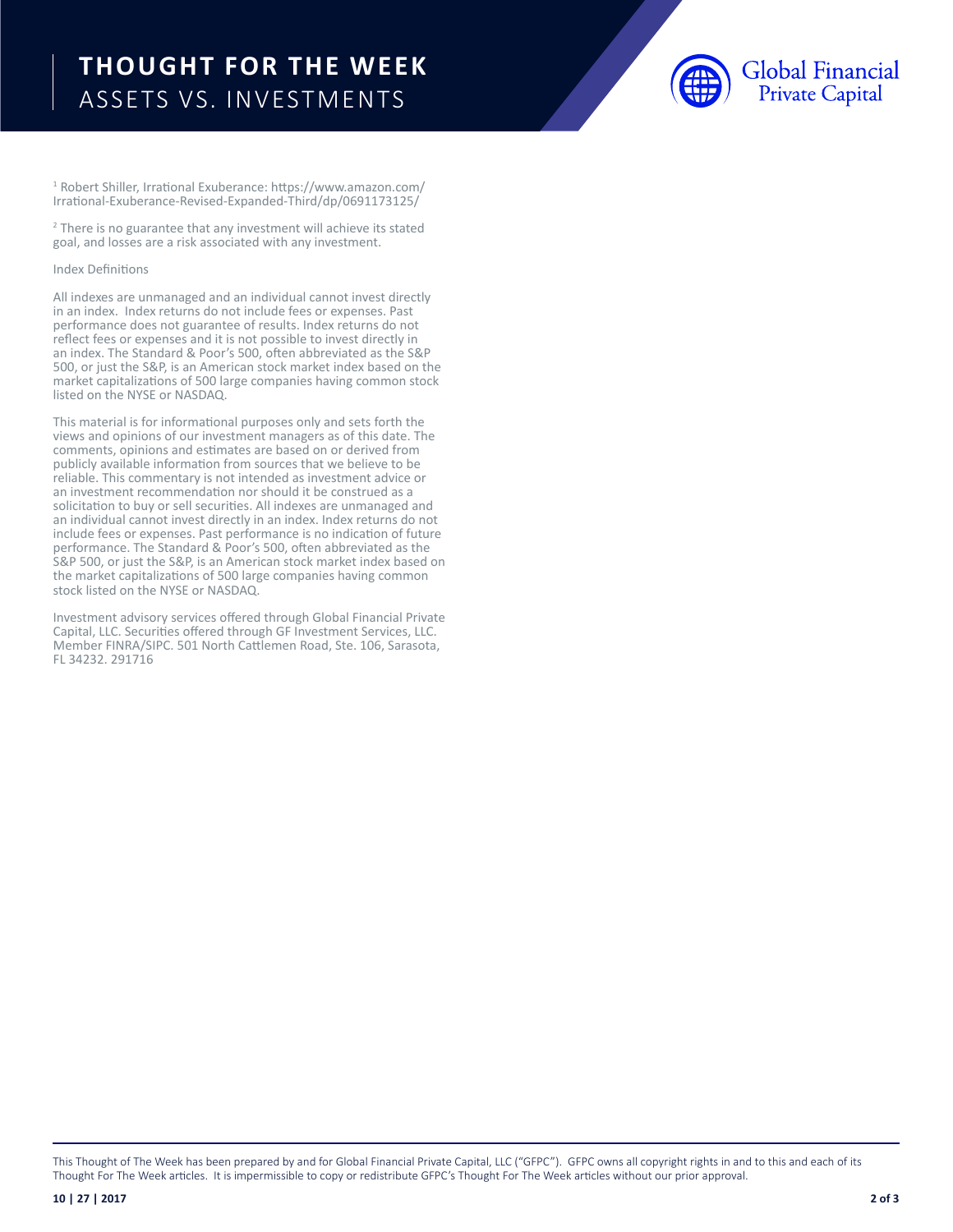[1] Robert Shiller, Irrational Exuberance: https://www.amazon.com/Irrational-Exuberance-Revised-Expanded-Third/dp/0691173125/

[2] There is no guarantee that any investment will achieve its stated goal, and losses are a risk associated with any investment.

Index Definitions

All indexes are unmanaged and an individual cannot invest directly in an index. Index returns do not include fees or expenses. Past performance does not guarantee of results. Index returns do not reflect fees or expenses and it is not possible to invest directly in an index. The Standard & Poor's 500, often abbreviated as the S&P 500, or just the S&P, is an American stock market index based on the market capitalizations of 500 large companies having common stock listed on the NYSE or NASDAQ.

This material is for informational purposes only and sets forth the views and opinions of our investment managers as of this date. The comments, opinions and estimates are based on or derived from publicly available information from sources that we believe to be reliable. This commentary is not intended as investment advice or an investment recommendation nor should it be construed as a solicitation to buy or sell securities. All indexes are unmanaged and an individual cannot invest directly in an index. Index returns do not include fees or expenses. Past performance is no indication of future performance. The Standard & Poor's 500, often abbreviated as the S&P 500, or just the S&P, is an American stock market index based on the market capitalizations of 500 large companies having common stock listed on the NYSE or NASDAQ.

Investment advisory services offered through Global Financial Private Capital, LLC. Securities offered through GF Investment Services, LLC. Member FINRA/SIPC. 501 North Cattlemen Road, Ste. 106, Sarasota, FL 34232. 291716

This Thought of The Week has been prepared by and for Global Financial Private Capital, LLC ("GFPC"). GFPC owns all copyright rights in and to this and each of its Thought For The Week articles. It is impermissible to copy or redistribute GFPC's Thought For The Week articles without our prior approval.